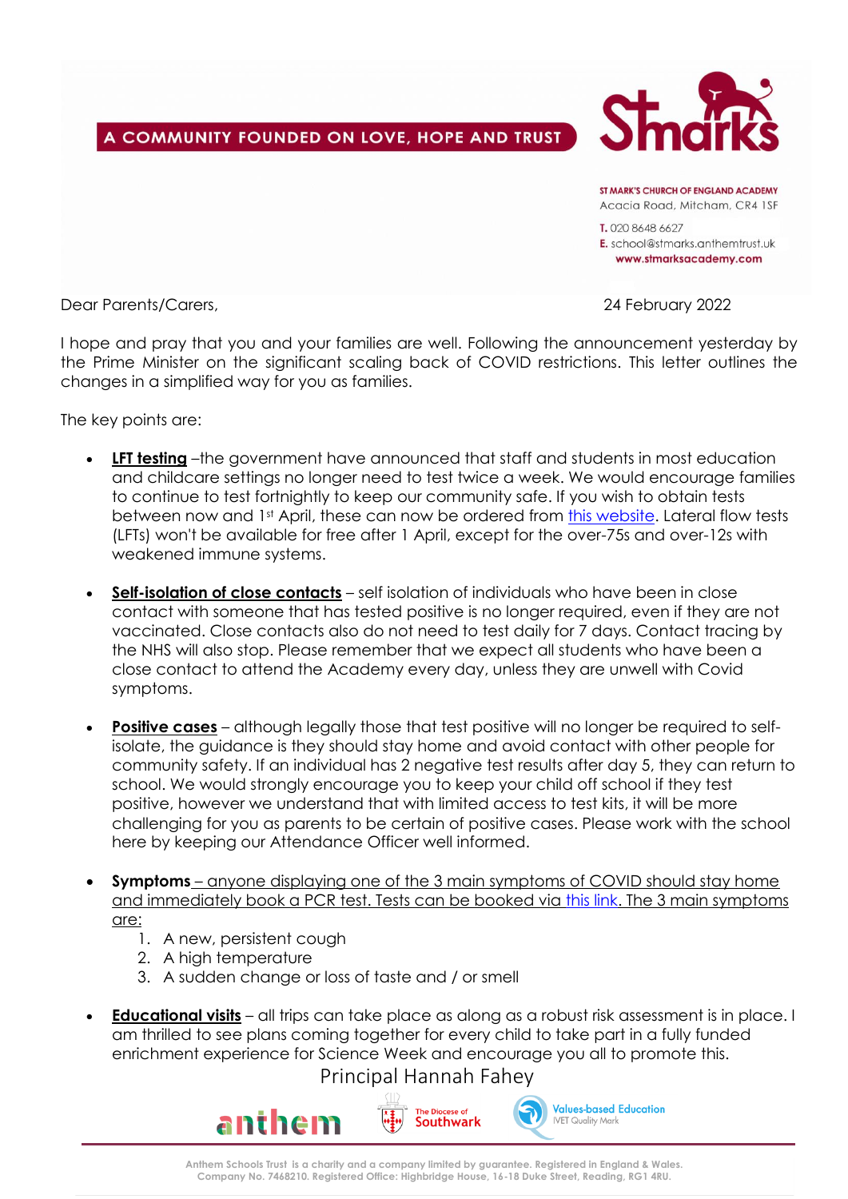A COMMUNITY FOUNDED ON LOVE, HOPE AND TRUST

St marks

ST MARK'S CHURCH OF ENGLAND ACADEMY
Acacia Road, Mitcham, CR4 1SF

T. 020 8648 6627
E. school@stmarks.anthemtrust.uk
www.stmarksacademy.com

Dear Parents/Carers,

24 February 2022

I hope and pray that you and your families are well. Following the announcement yesterday by the Prime Minister on the significant scaling back of COVID restrictions. This letter outlines the changes in a simplified way for you as families.

The key points are:

- **LFT testing** –the government have announced that staff and students in most education and childcare settings no longer need to test twice a week. We would encourage families to continue to test fortnightly to keep our community safe. If you wish to obtain tests between now and 1st April, these can now be ordered from this website. Lateral flow tests (LFTs) won't be available for free after 1 April, except for the over-75s and over-12s with weakened immune systems.

- **Self-isolation of close contacts** – self isolation of individuals who have been in close contact with someone that has tested positive is no longer required, even if they are not vaccinated. Close contacts also do not need to test daily for 7 days. Contact tracing by the NHS will also stop. Please remember that we expect all students who have been a close contact to attend the Academy every day, unless they are unwell with Covid symptoms.

- **Positive cases** – although legally those that test positive will no longer be required to self-isolate, the guidance is they should stay home and avoid contact with other people for community safety. If an individual has 2 negative test results after day 5, they can return to school. We would strongly encourage you to keep your child off school if they test positive, however we understand that with limited access to test kits, it will be more challenging for you as parents to be certain of positive cases. Please work with the school here by keeping our Attendance Officer well informed.

- **Symptoms** – anyone displaying one of the 3 main symptoms of COVID should stay home and immediately book a PCR test. Tests can be booked via this link. The 3 main symptoms are:
  1. A new, persistent cough
  2. A high temperature
  3. A sudden change or loss of taste and / or smell

- **Educational visits** – all trips can take place as along as a robust risk assessment is in place. I am thrilled to see plans coming together for every child to take part in a fully funded enrichment experience for Science Week and encourage you all to promote this.

Principal Hannah Fahey

anthem | The Diocese of Southwark | Values-based Education IVET Quality Mark

Anthem Schools Trust is a charity and a company limited by guarantee. Registered in England & Wales. Company No. 7468210. Registered Office: Highbridge House, 16-18 Duke Street, Reading, RG1 4RU.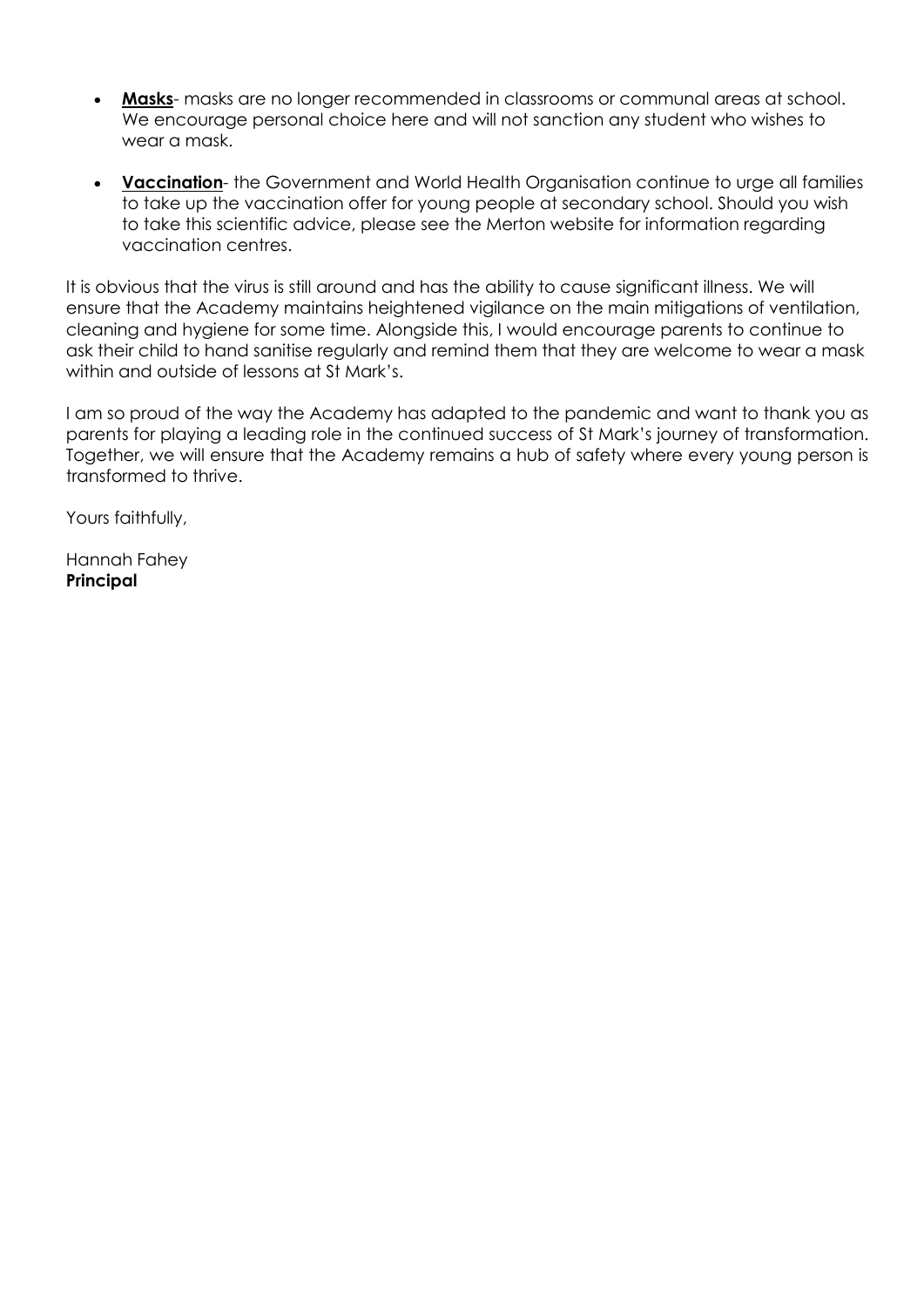- **Masks**- masks are no longer recommended in classrooms or communal areas at school. We encourage personal choice here and will not sanction any student who wishes to wear a mask.
- **Vaccination**- the Government and World Health Organisation continue to urge all families to take up the vaccination offer for young people at secondary school. Should you wish to take this scientific advice, please see the Merton website for information regarding vaccination centres.

It is obvious that the virus is still around and has the ability to cause significant illness. We will ensure that the Academy maintains heightened vigilance on the main mitigations of ventilation, cleaning and hygiene for some time. Alongside this, I would encourage parents to continue to ask their child to hand sanitise regularly and remind them that they are welcome to wear a mask within and outside of lessons at St Mark's.

I am so proud of the way the Academy has adapted to the pandemic and want to thank you as parents for playing a leading role in the continued success of St Mark's journey of transformation. Together, we will ensure that the Academy remains a hub of safety where every young person is transformed to thrive.

Yours faithfully,

Hannah Fahey
**Principal**